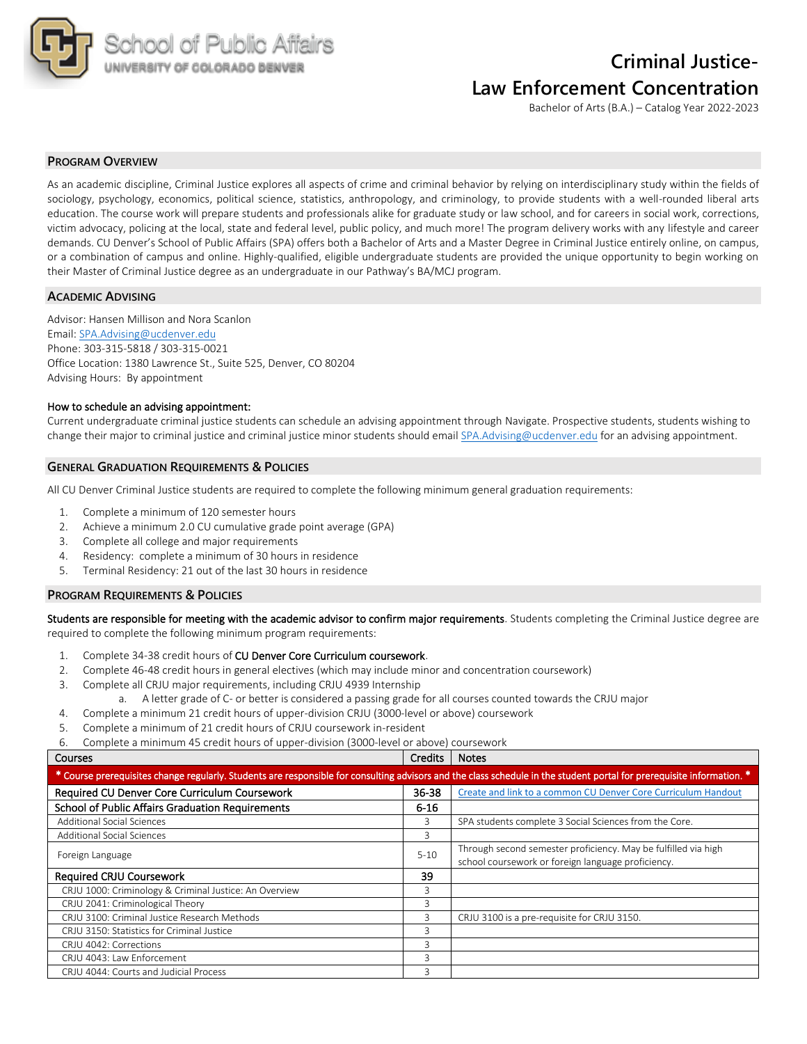School of Public Affairs
UNIVERSITY OF COLORADO DENVER

# Criminal Justice- Law Enforcement Concentration

Bachelor of Arts (B.A.) – Catalog Year 2022-2023

## Program Overview

As an academic discipline, Criminal Justice explores all aspects of crime and criminal behavior by relying on interdisciplinary study within the fields of sociology, psychology, economics, political science, statistics, anthropology, and criminology, to provide students with a well-rounded liberal arts education. The course work will prepare students and professionals alike for graduate study or law school, and for careers in social work, corrections, victim advocacy, policing at the local, state and federal level, public policy, and much more! The program delivery works with any lifestyle and career demands. CU Denver's School of Public Affairs (SPA) offers both a Bachelor of Arts and a Master Degree in Criminal Justice entirely online, on campus, or a combination of campus and online. Highly-qualified, eligible undergraduate students are provided the unique opportunity to begin working on their Master of Criminal Justice degree as an undergraduate in our Pathway's BA/MCJ program.

## Academic Advising

Advisor: Hansen Millison and Nora Scanlon
Email: SPA.Advising@ucdenver.edu
Phone: 303-315-5818 / 303-315-0021
Office Location: 1380 Lawrence St., Suite 525, Denver, CO 80204
Advising Hours: By appointment

**How to schedule an advising appointment:**
Current undergraduate criminal justice students can schedule an advising appointment through Navigate. Prospective students, students wishing to change their major to criminal justice and criminal justice minor students should email SPA.Advising@ucdenver.edu for an advising appointment.

## General Graduation Requirements & Policies

All CU Denver Criminal Justice students are required to complete the following minimum general graduation requirements:

1. Complete a minimum of 120 semester hours
2. Achieve a minimum 2.0 CU cumulative grade point average (GPA)
3. Complete all college and major requirements
4. Residency: complete a minimum of 30 hours in residence
5. Terminal Residency: 21 out of the last 30 hours in residence

## Program Requirements & Policies

**Students are responsible for meeting with the academic advisor to confirm major requirements**. Students completing the Criminal Justice degree are required to complete the following minimum program requirements:

1. Complete 34-38 credit hours of CU Denver Core Curriculum coursework.
2. Complete 46-48 credit hours in general electives (which may include minor and concentration coursework)
3. Complete all CRJU major requirements, including CRJU 4939 Internship
   a. A letter grade of C- or better is considered a passing grade for all courses counted towards the CRJU major
4. Complete a minimum 21 credit hours of upper-division CRJU (3000-level or above) coursework
5. Complete a minimum of 21 credit hours of CRJU coursework in-resident
6. Complete a minimum 45 credit hours of upper-division (3000-level or above) coursework

| Courses | Credits | Notes |
|---|---|---|
| * Course prerequisites change regularly. Students are responsible for consulting advisors and the class schedule in the student portal for prerequisite information. * | | |
| **Required CU Denver Core Curriculum Coursework** | **36-38** | Create and link to a common CU Denver Core Curriculum Handout |
| **School of Public Affairs Graduation Requirements** | **6-16** | |
| Additional Social Sciences | 3 | SPA students complete 3 Social Sciences from the Core. |
| Additional Social Sciences | 3 | |
| Foreign Language | 5-10 | Through second semester proficiency. May be fulfilled via high school coursework or foreign language proficiency. |
| **Required CRJU Coursework** | **39** | |
| CRJU 1000: Criminology & Criminal Justice: An Overview | 3 | |
| CRJU 2041: Criminological Theory | 3 | |
| CRJU 3100: Criminal Justice Research Methods | 3 | CRJU 3100 is a pre-requisite for CRJU 3150. |
| CRJU 3150: Statistics for Criminal Justice | 3 | |
| CRJU 4042: Corrections | 3 | |
| CRJU 4043: Law Enforcement | 3 | |
| CRJU 4044: Courts and Judicial Process | 3 | |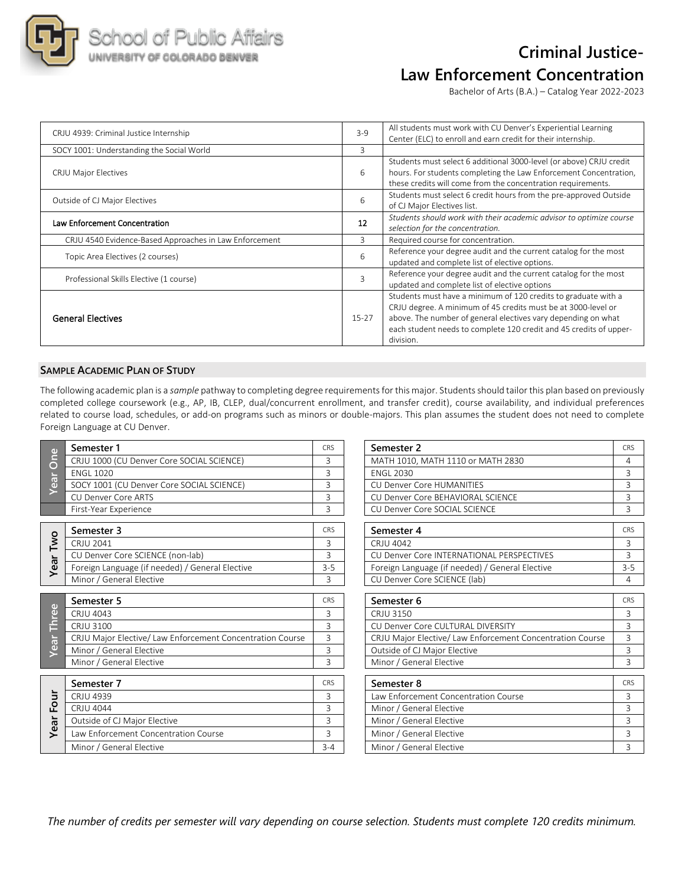# Criminal Justice-Law Enforcement Concentration

Bachelor of Arts (B.A.) – Catalog Year 2022-2023

| | | |
|---|---|---|
| CRJU 4939: Criminal Justice Internship | 3-9 | All students must work with CU Denver's Experiential Learning Center (ELC) to enroll and earn credit for their internship. |
| SOCY 1001: Understanding the Social World | 3 | |
| CRJU Major Electives | 6 | Students must select 6 additional 3000-level (or above) CRJU credit hours. For students completing the Law Enforcement Concentration, these credits will come from the concentration requirements. |
| Outside of CJ Major Electives | 6 | Students must select 6 credit hours from the pre-approved Outside of CJ Major Electives list. |
| **Law Enforcement Concentration** | **12** | *Students should work with their academic advisor to optimize course selection for the concentration.* |
| CRJU 4540 Evidence-Based Approaches in Law Enforcement | 3 | Required course for concentration. |
| Topic Area Electives (2 courses) | 6 | Reference your degree audit and the current catalog for the most updated and complete list of elective options. |
| Professional Skills Elective (1 course) | 3 | Reference your degree audit and the current catalog for the most updated and complete list of elective options |
| **General Electives** | 15-27 | Students must have a minimum of 120 credits to graduate with a CRJU degree. A minimum of 45 credits must be at 3000-level or above. The number of general electives vary depending on what each student needs to complete 120 credit and 45 credits of upper-division. |

## Sample Academic Plan of Study

The following academic plan is a *sample* pathway to completing degree requirements for this major. Students should tailor this plan based on previously completed college coursework (e.g., AP, IB, CLEP, dual/concurrent enrollment, and transfer credit), course availability, and individual preferences related to course load, schedules, or add-on programs such as minors or double-majors. This plan assumes the student does not need to complete Foreign Language at CU Denver.

### Year One

| Semester 1 | CRS |
|---|---|
| CRJU 1000 (CU Denver Core SOCIAL SCIENCE) | 3 |
| ENGL 1020 | 3 |
| SOCY 1001 (CU Denver Core SOCIAL SCIENCE) | 3 |
| CU Denver Core ARTS | 3 |
| First-Year Experience | 3 |

| Semester 2 | CRS |
|---|---|
| MATH 1010, MATH 1110 or MATH 2830 | 4 |
| ENGL 2030 | 3 |
| CU Denver Core HUMANITIES | 3 |
| CU Denver Core BEHAVIORAL SCIENCE | 3 |
| CU Denver Core SOCIAL SCIENCE | 3 |

### Year Two

| Semester 3 | CRS |
|---|---|
| CRJU 2041 | 3 |
| CU Denver Core SCIENCE (non-lab) | 3 |
| Foreign Language (if needed) / General Elective | 3-5 |
| Minor / General Elective | 3 |

| Semester 4 | CRS |
|---|---|
| CRJU 4042 | 3 |
| CU Denver Core INTERNATIONAL PERSPECTIVES | 3 |
| Foreign Language (if needed) / General Elective | 3-5 |
| CU Denver Core SCIENCE (lab) | 4 |

### Year Three

| Semester 5 | CRS |
|---|---|
| CRJU 4043 | 3 |
| CRJU 3100 | 3 |
| CRJU Major Elective/ Law Enforcement Concentration Course | 3 |
| Minor / General Elective | 3 |
| Minor / General Elective | 3 |

| Semester 6 | CRS |
|---|---|
| CRJU 3150 | 3 |
| CU Denver Core CULTURAL DIVERSITY | 3 |
| CRJU Major Elective/ Law Enforcement Concentration Course | 3 |
| Outside of CJ Major Elective | 3 |
| Minor / General Elective | 3 |

### Year Four

| Semester 7 | CRS |
|---|---|
| CRJU 4939 | 3 |
| CRJU 4044 | 3 |
| Outside of CJ Major Elective | 3 |
| Law Enforcement Concentration Course | 3 |
| Minor / General Elective | 3-4 |

| Semester 8 | CRS |
|---|---|
| Law Enforcement Concentration Course | 3 |
| Minor / General Elective | 3 |
| Minor / General Elective | 3 |
| Minor / General Elective | 3 |
| Minor / General Elective | 3 |

*The number of credits per semester will vary depending on course selection. Students must complete 120 credits minimum.*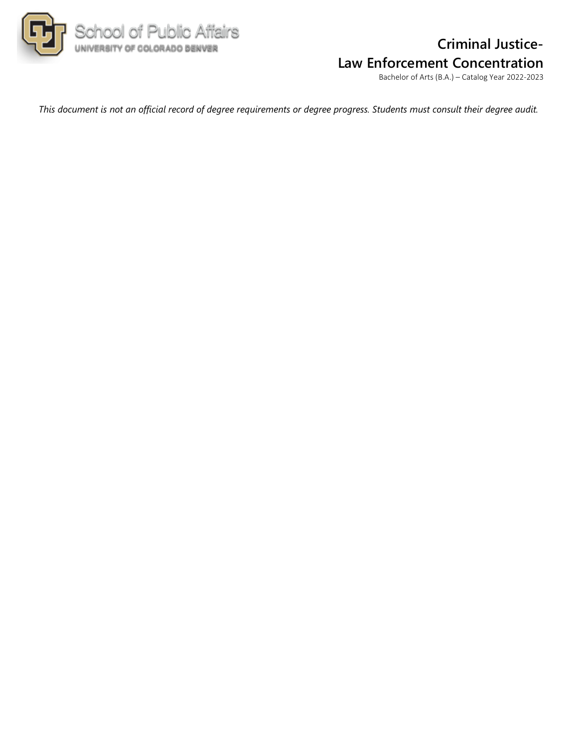School of Public Affairs
UNIVERSITY OF COLORADO DENVER

# Criminal Justice- Law Enforcement Concentration

Bachelor of Arts (B.A.) – Catalog Year 2022-2023

*This document is not an official record of degree requirements or degree progress. Students must consult their degree audit.*